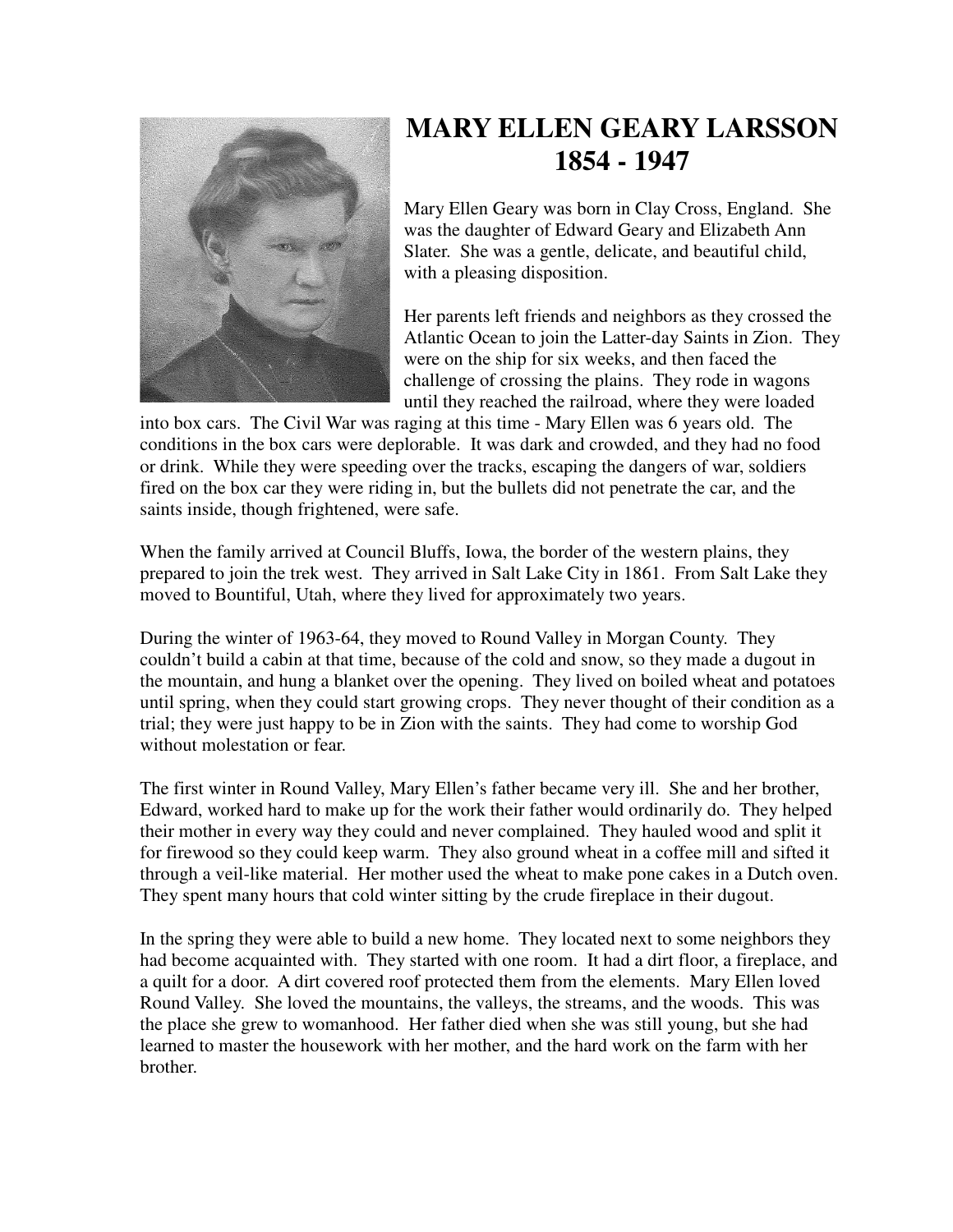# MARY ELLEN GEARY LARSSON
# 1854 - 1947

Mary Ellen Geary was born in Clay Cross, England. She was the daughter of Edward Geary and Elizabeth Ann Slater. She was a gentle, delicate, and beautiful child, with a pleasing disposition.

Her parents left friends and neighbors as they crossed the Atlantic Ocean to join the Latter-day Saints in Zion. They were on the ship for six weeks, and then faced the challenge of crossing the plains. They rode in wagons until they reached the railroad, where they were loaded into box cars. The Civil War was raging at this time - Mary Ellen was 6 years old. The conditions in the box cars were deplorable. It was dark and crowded, and they had no food or drink. While they were speeding over the tracks, escaping the dangers of war, soldiers fired on the box car they were riding in, but the bullets did not penetrate the car, and the saints inside, though frightened, were safe.

When the family arrived at Council Bluffs, Iowa, the border of the western plains, they prepared to join the trek west. They arrived in Salt Lake City in 1861. From Salt Lake they moved to Bountiful, Utah, where they lived for approximately two years.

During the winter of 1963-64, they moved to Round Valley in Morgan County. They couldn't build a cabin at that time, because of the cold and snow, so they made a dugout in the mountain, and hung a blanket over the opening. They lived on boiled wheat and potatoes until spring, when they could start growing crops. They never thought of their condition as a trial; they were just happy to be in Zion with the saints. They had come to worship God without molestation or fear.

The first winter in Round Valley, Mary Ellen's father became very ill. She and her brother, Edward, worked hard to make up for the work their father would ordinarily do. They helped their mother in every way they could and never complained. They hauled wood and split it for firewood so they could keep warm. They also ground wheat in a coffee mill and sifted it through a veil-like material. Her mother used the wheat to make pone cakes in a Dutch oven. They spent many hours that cold winter sitting by the crude fireplace in their dugout.

In the spring they were able to build a new home. They located next to some neighbors they had become acquainted with. They started with one room. It had a dirt floor, a fireplace, and a quilt for a door. A dirt covered roof protected them from the elements. Mary Ellen loved Round Valley. She loved the mountains, the valleys, the streams, and the woods. This was the place she grew to womanhood. Her father died when she was still young, but she had learned to master the housework with her mother, and the hard work on the farm with her brother.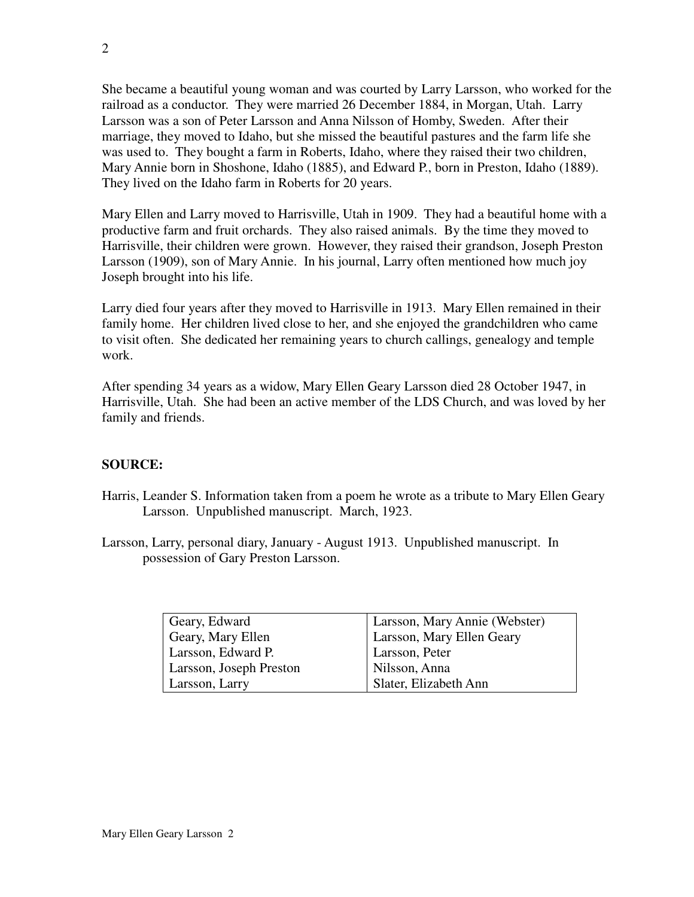She became a beautiful young woman and was courted by Larry Larsson, who worked for the railroad as a conductor. They were married 26 December 1884, in Morgan, Utah. Larry Larsson was a son of Peter Larsson and Anna Nilsson of Homby, Sweden. After their marriage, they moved to Idaho, but she missed the beautiful pastures and the farm life she was used to. They bought a farm in Roberts, Idaho, where they raised their two children, Mary Annie born in Shoshone, Idaho (1885), and Edward P., born in Preston, Idaho (1889). They lived on the Idaho farm in Roberts for 20 years.

Mary Ellen and Larry moved to Harrisville, Utah in 1909. They had a beautiful home with a productive farm and fruit orchards. They also raised animals. By the time they moved to Harrisville, their children were grown. However, they raised their grandson, Joseph Preston Larsson (1909), son of Mary Annie. In his journal, Larry often mentioned how much joy Joseph brought into his life.

Larry died four years after they moved to Harrisville in 1913. Mary Ellen remained in their family home. Her children lived close to her, and she enjoyed the grandchildren who came to visit often. She dedicated her remaining years to church callings, genealogy and temple work.

After spending 34 years as a widow, Mary Ellen Geary Larsson died 28 October 1947, in Harrisville, Utah. She had been an active member of the LDS Church, and was loved by her family and friends.

**SOURCE:**

Harris, Leander S. Information taken from a poem he wrote as a tribute to Mary Ellen Geary Larsson. Unpublished manuscript. March, 1923.

Larsson, Larry, personal diary, January - August 1913. Unpublished manuscript. In possession of Gary Preston Larsson.

| | |
|---|---|
| Geary, Edward | Larsson, Mary Annie (Webster) |
| Geary, Mary Ellen | Larsson, Mary Ellen Geary |
| Larsson, Edward P. | Larsson, Peter |
| Larsson, Joseph Preston | Nilsson, Anna |
| Larsson, Larry | Slater, Elizabeth Ann |